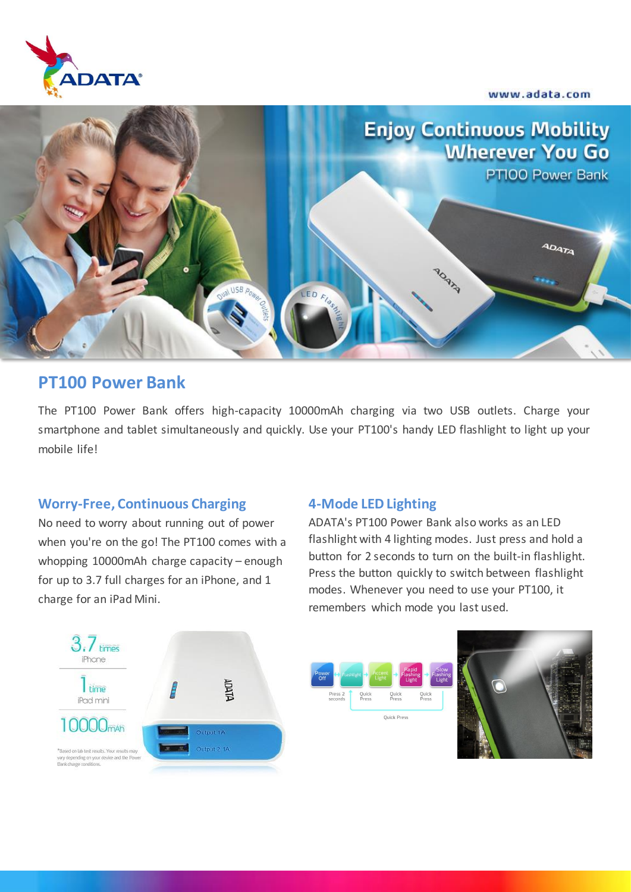# PT100 Power Bank

The PT100 Power Bank offers high-capacity 10000mAh charging via two USB outlets. Charge your smartphone and tablet simultaneously and quickly. Use your PT100's handy LED flashlight to light up your mobile life!

## Worry-Free, Continuous Charging

No need to worry about running out of power when you're on the go! The PT100 comes with a whopping 10000mAh charge capacity – enough for up to 3.7 full charges for an iPhone, and 1 charge for an iPad Mini.

## 4-Mode LED Lighting

ADATA's PT100 Power Bank also works as an LED flashlight with 4 lighting modes. Just press and hold a button for 2 seconds to turn on the built-in flashlight. Press the button quickly to switch between flashlight modes. Whenever you need to use your PT100, it remembers which mode you last used.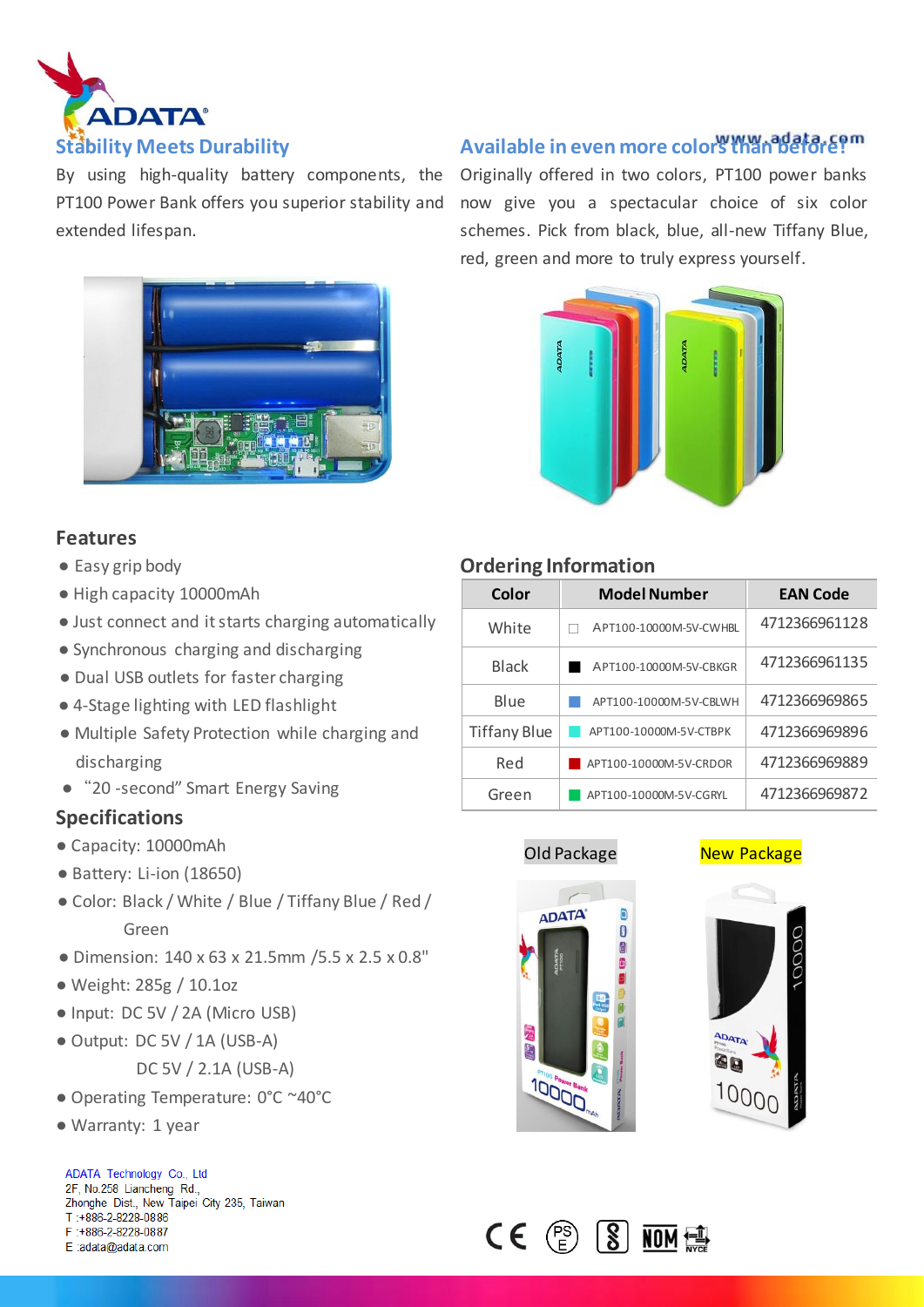## Stability Meets Durability

By using high-quality battery components, the PT100 Power Bank offers you superior stability and extended lifespan.

## Available in even more colors than before!

Originally offered in two colors, PT100 power banks now give you a spectacular choice of six color schemes. Pick from black, blue, all-new Tiffany Blue, red, green and more to truly express yourself.

## Features

- Easy grip body
- High capacity 10000mAh
- Just connect and it starts charging automatically
- Synchronous charging and discharging
- Dual USB outlets for faster charging
- 4-Stage lighting with LED flashlight
- Multiple Safety Protection while charging and discharging
- "20 -second" Smart Energy Saving

## Specifications

- Capacity: 10000mAh
- Battery: Li-ion (18650)
- Color: Black / White / Blue / Tiffany Blue / Red / Green
- Dimension: 140 x 63 x 21.5mm /5.5 x 2.5 x 0.8"
- Weight: 285g / 10.1oz
- Input: DC 5V / 2A (Micro USB)
- Output: DC 5V / 1A (USB-A)
  DC 5V / 2.1A (USB-A)
- Operating Temperature: 0°C ~40°C
- Warranty: 1 year

## Ordering Information

| Color | Model Number | EAN Code |
|---|---|---|
| White | APT100-10000M-5V-CWHBL | 4712366961128 |
| Black | APT100-10000M-5V-CBKGR | 4712366961135 |
| Blue | APT100-10000M-5V-CBLWH | 4712366969865 |
| Tiffany Blue | APT100-10000M-5V-CTBPK | 4712366969896 |
| Red | APT100-10000M-5V-CRDOR | 4712366969889 |
| Green | APT100-10000M-5V-CGRYL | 4712366969872 |

Old Package

New Package

ADATA Technology Co., Ltd
2F, No.258 Liancheng Rd.,
Zhonghe Dist., New Taipei City 235, Taiwan
T :+886-2-8228-0886
F :+886-2-8228-0887
E :adata@adata.com